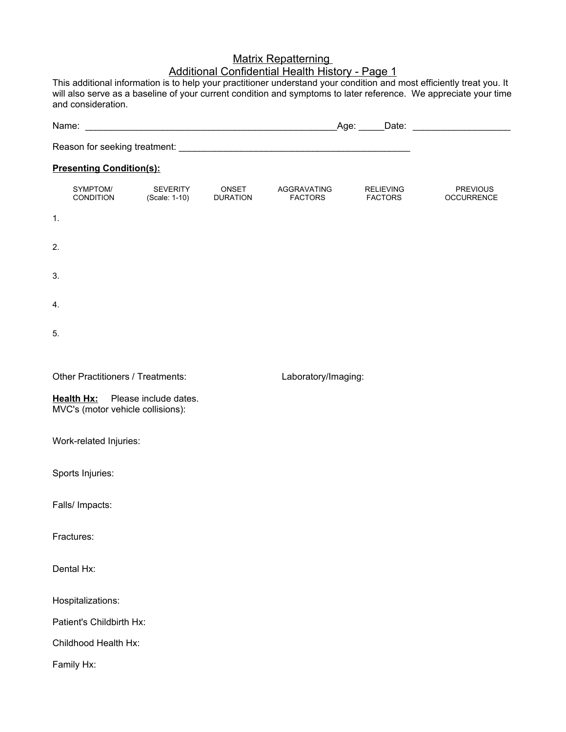# Matrix Repatterning

## Additional Confidential Health History - Page 1

This additional information is to help your practitioner understand your condition and most efficiently treat you. It will also serve as a baseline of your current condition and symptoms to later reference. We appreciate your time and consideration.

Name: ___________________________________________________Age: _____Date: ___________________

Reason for seeking treatment: _______________________________________________

**Presenting Condition(s):**

| | SYMPTOM/ CONDITION | SEVERITY (Scale: 1-10) | ONSET DURATION | AGGRAVATING FACTORS | RELIEVING FACTORS | PREVIOUS OCCURRENCE |
|---|---|---|---|---|---|---|
| 1. | | | | | | |
| 2. | | | | | | |
| 3. | | | | | | |
| 4. | | | | | | |
| 5. | | | | | | |

Other Practitioners / Treatments:

Laboratory/Imaging:

**Health Hx:** Please include dates.

MVC's (motor vehicle collisions):

Work-related Injuries:

Sports Injuries:

Falls/ Impacts:

Fractures:

Dental Hx:

Hospitalizations:

Patient's Childbirth Hx:

Childhood Health Hx:

Family Hx: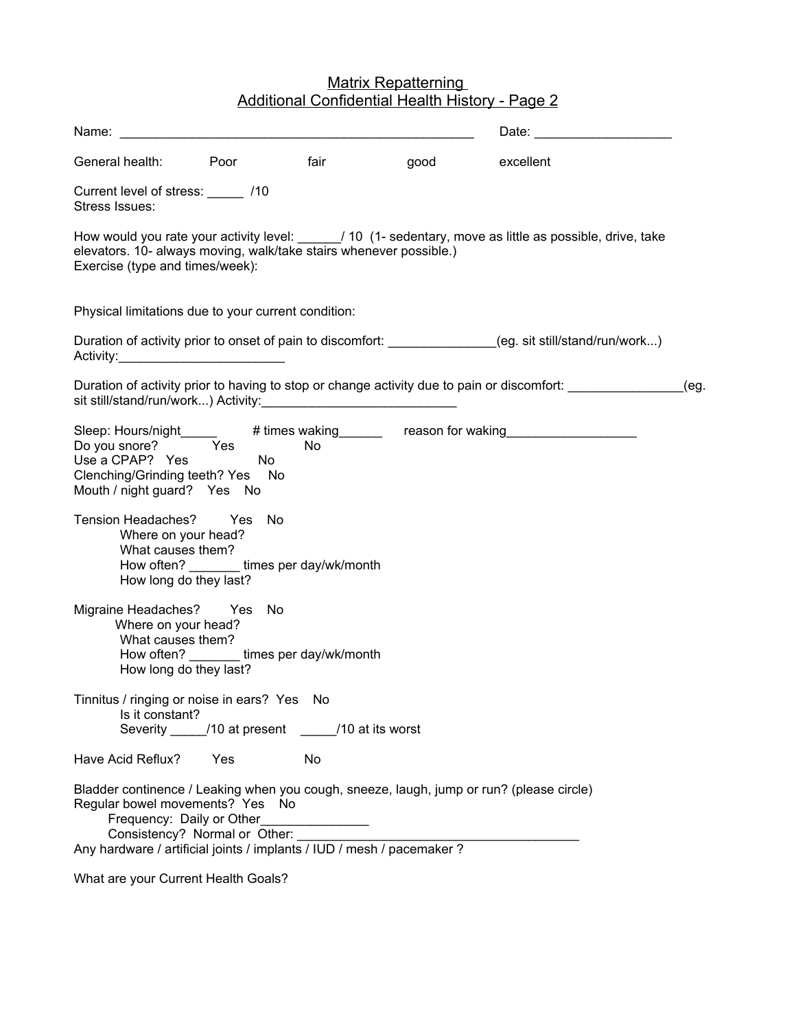# Matrix Repatterning
## Additional Confidential Health History - Page 2

Name: ___________________________________________________ Date: ___________________

General health: Poor fair good excellent

Current level of stress: _____ /10
Stress Issues:

How would you rate your activity level: ______/ 10 (1- sedentary, move as little as possible, drive, take elevators. 10- always moving, walk/take stairs whenever possible.)
Exercise (type and times/week):

Physical limitations due to your current condition:

Duration of activity prior to onset of pain to discomfort: _______________(eg. sit still/stand/run/work...)
Activity:_______________________

Duration of activity prior to having to stop or change activity due to pain or discomfort: ________________(eg. sit still/stand/run/work...) Activity:____________________________

Sleep: Hours/night_____ # times waking______ reason for waking__________________
Do you snore? Yes No
Use a CPAP? Yes No
Clenching/Grinding teeth? Yes No
Mouth / night guard? Yes No

Tension Headaches? Yes No
- Where on your head?
- What causes them?
- How often? _______ times per day/wk/month
- How long do they last?

Migraine Headaches? Yes No
- Where on your head?
- What causes them?
- How often? _______ times per day/wk/month
- How long do they last?

Tinnitus / ringing or noise in ears? Yes No
- Is it constant?
- Severity _____/10 at present _____/10 at its worst

Have Acid Reflux? Yes No

Bladder continence / Leaking when you cough, sneeze, laugh, jump or run? (please circle)
Regular bowel movements? Yes No
- Frequency: Daily or Other_______________
- Consistency? Normal or Other: ________________________________________

Any hardware / artificial joints / implants / IUD / mesh / pacemaker ?

What are your Current Health Goals?